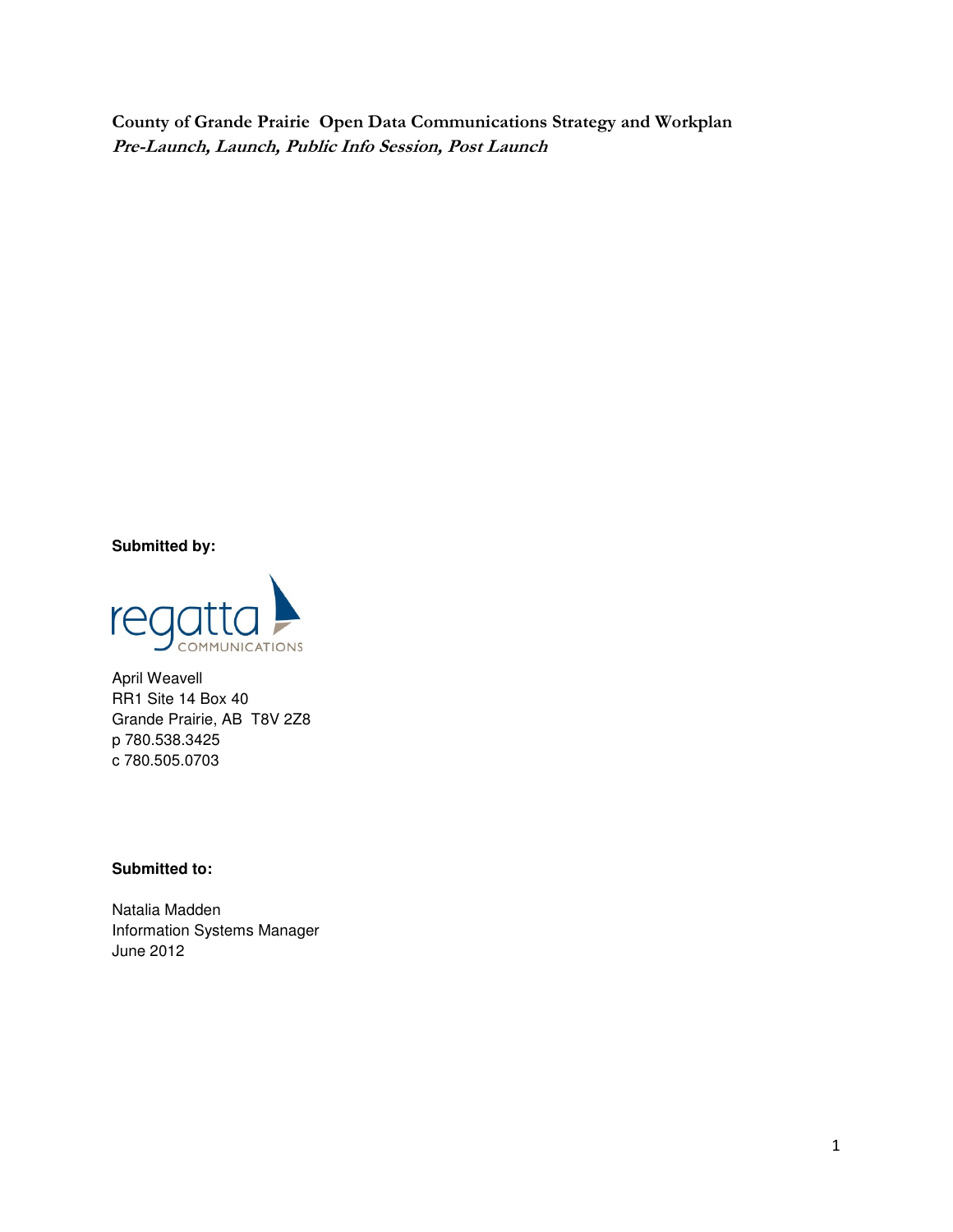# County of Grande Prairie Open Data Communications Strategy and Workplan

***Pre-Launch, Launch, Public Info Session, Post Launch***

**Submitted by:**

regatta COMMUNICATIONS

April Weavell
RR1 Site 14 Box 40
Grande Prairie, AB T8V 2Z8
p 780.538.3425
c 780.505.0703

**Submitted to:**

Natalia Madden
Information Systems Manager
June 2012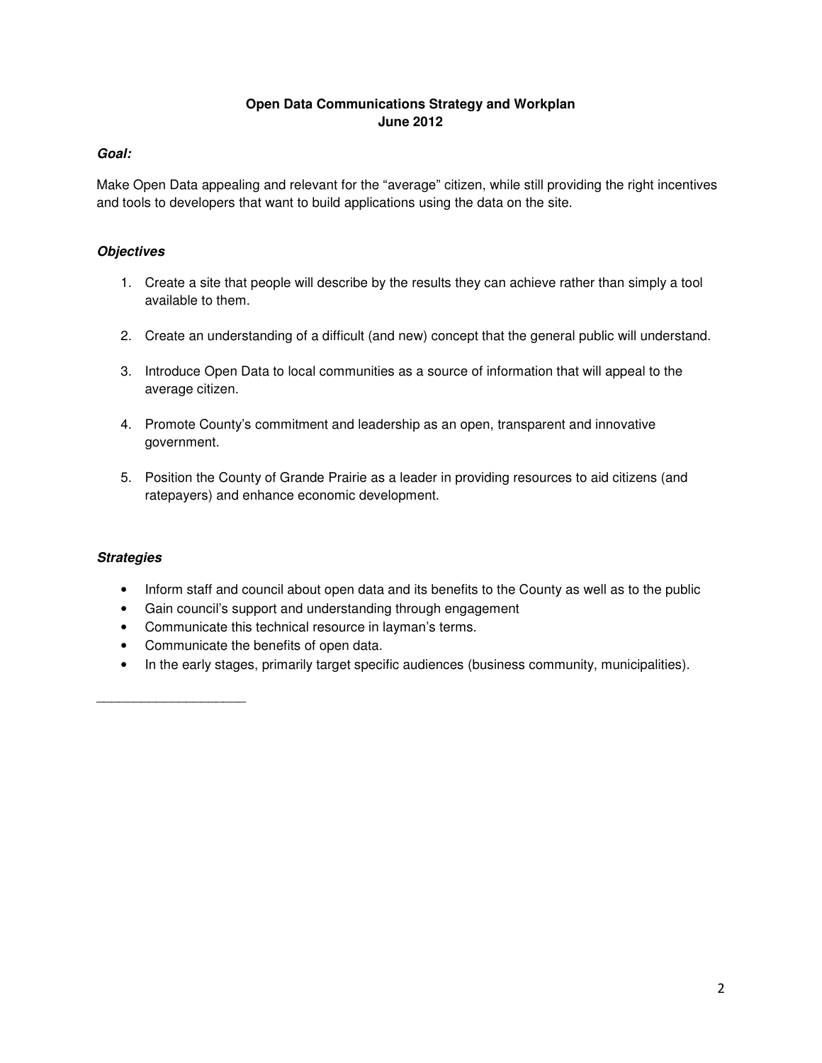**Open Data Communications Strategy and Workplan**
**June 2012**

***Goal:***

Make Open Data appealing and relevant for the "average" citizen, while still providing the right incentives and tools to developers that want to build applications using the data on the site.

***Objectives***

1. Create a site that people will describe by the results they can achieve rather than simply a tool available to them.

2. Create an understanding of a difficult (and new) concept that the general public will understand.

3. Introduce Open Data to local communities as a source of information that will appeal to the average citizen.

4. Promote County's commitment and leadership as an open, transparent and innovative government.

5. Position the County of Grande Prairie as a leader in providing resources to aid citizens (and ratepayers) and enhance economic development.

***Strategies***

- Inform staff and council about open data and its benefits to the County as well as to the public
- Gain council's support and understanding through engagement
- Communicate this technical resource in layman's terms.
- Communicate the benefits of open data.
- In the early stages, primarily target specific audiences (business community, municipalities).

\_\_\_\_\_\_\_\_\_\_\_\_\_\_\_\_\_\_\_\_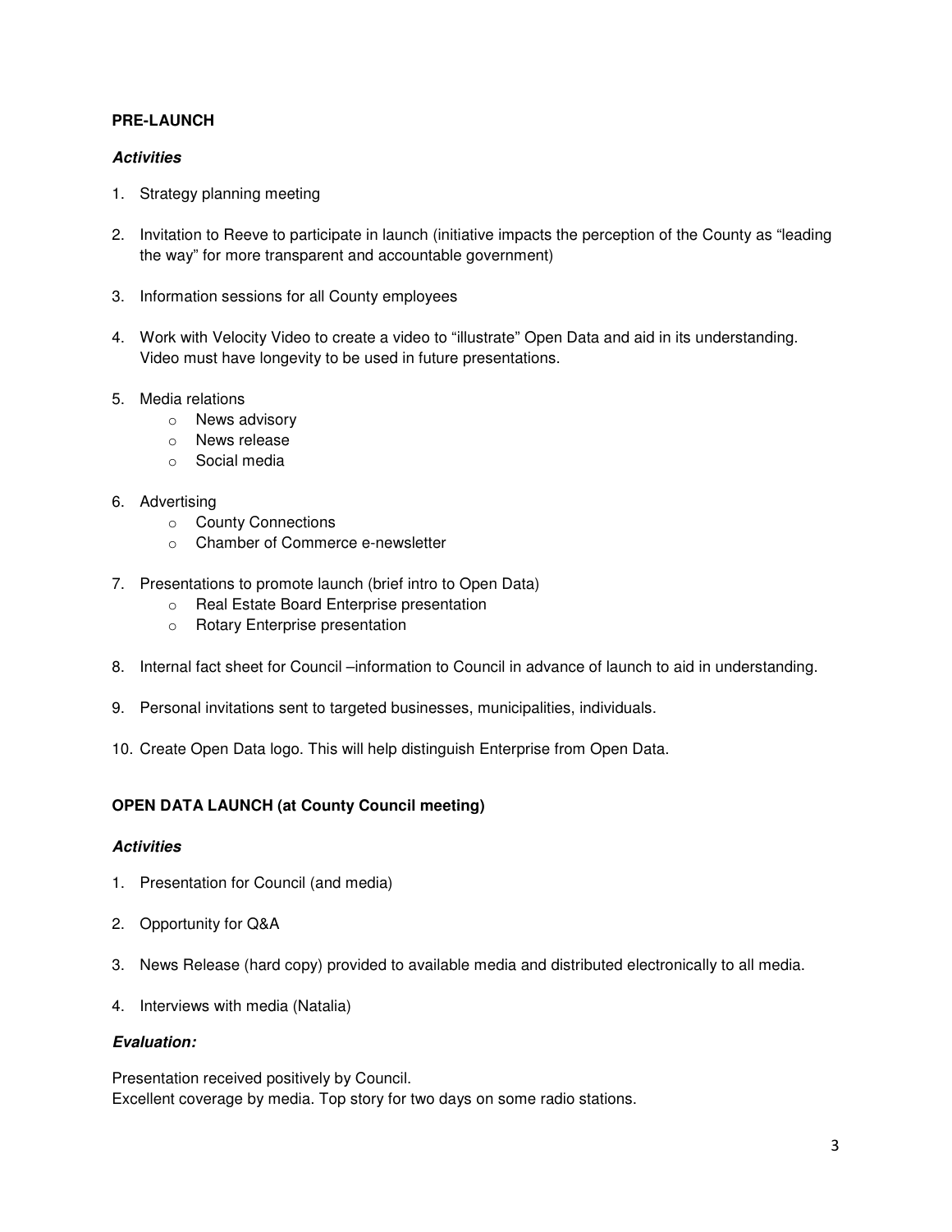**PRE-LAUNCH**

***Activities***

1. Strategy planning meeting

2. Invitation to Reeve to participate in launch (initiative impacts the perception of the County as "leading the way" for more transparent and accountable government)

3. Information sessions for all County employees

4. Work with Velocity Video to create a video to "illustrate" Open Data and aid in its understanding. Video must have longevity to be used in future presentations.

5. Media relations
   - News advisory
   - News release
   - Social media

6. Advertising
   - County Connections
   - Chamber of Commerce e-newsletter

7. Presentations to promote launch (brief intro to Open Data)
   - Real Estate Board Enterprise presentation
   - Rotary Enterprise presentation

8. Internal fact sheet for Council –information to Council in advance of launch to aid in understanding.

9. Personal invitations sent to targeted businesses, municipalities, individuals.

10. Create Open Data logo. This will help distinguish Enterprise from Open Data.

**OPEN DATA LAUNCH (at County Council meeting)**

***Activities***

1. Presentation for Council (and media)

2. Opportunity for Q&A

3. News Release (hard copy) provided to available media and distributed electronically to all media.

4. Interviews with media (Natalia)

***Evaluation:***

Presentation received positively by Council.
Excellent coverage by media. Top story for two days on some radio stations.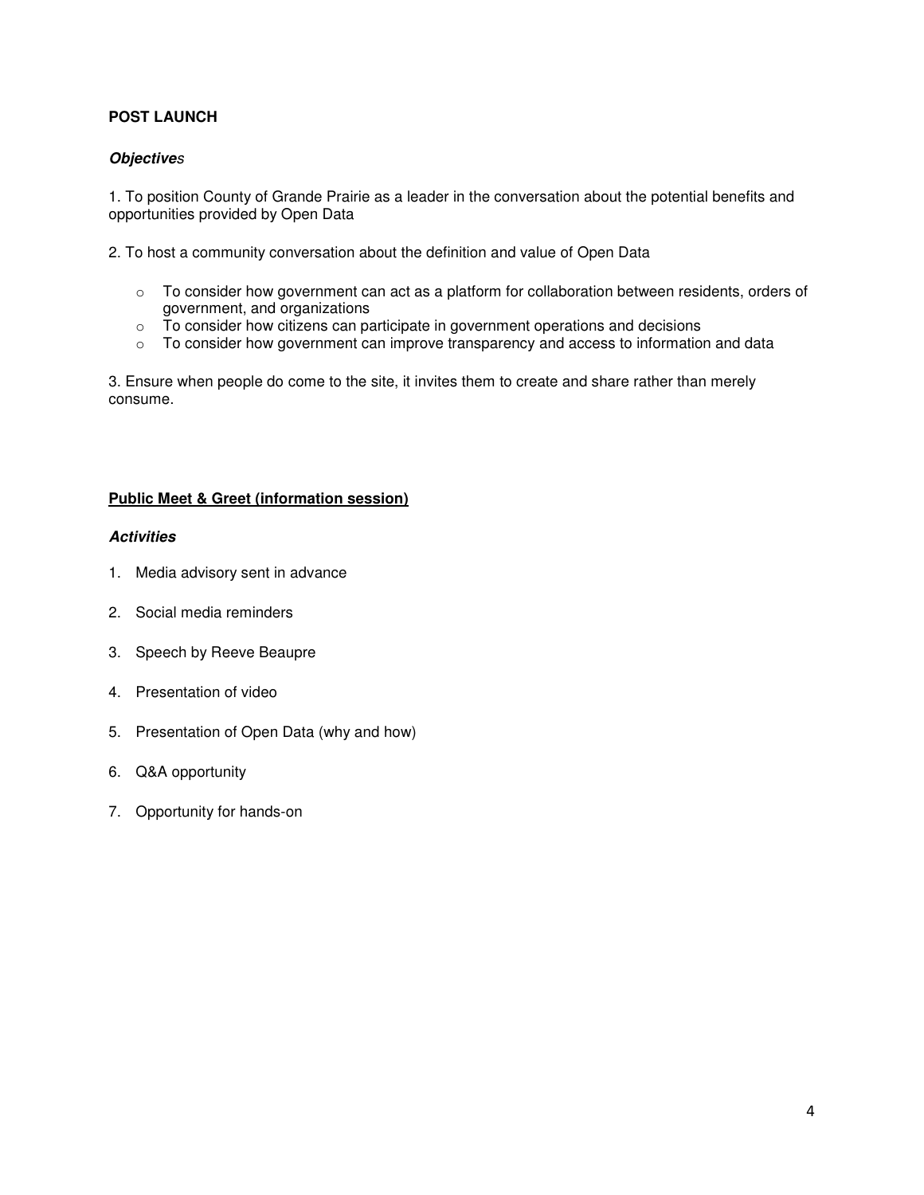**POST LAUNCH**

***Objectives***

1. To position County of Grande Prairie as a leader in the conversation about the potential benefits and opportunities provided by Open Data

2. To host a community conversation about the definition and value of Open Data

- To consider how government can act as a platform for collaboration between residents, orders of government, and organizations
- To consider how citizens can participate in government operations and decisions
- To consider how government can improve transparency and access to information and data

3. Ensure when people do come to the site, it invites them to create and share rather than merely consume.

**Public Meet & Greet (information session)**

***Activities***

1. Media advisory sent in advance
2. Social media reminders
3. Speech by Reeve Beaupre
4. Presentation of video
5. Presentation of Open Data (why and how)
6. Q&A opportunity
7. Opportunity for hands-on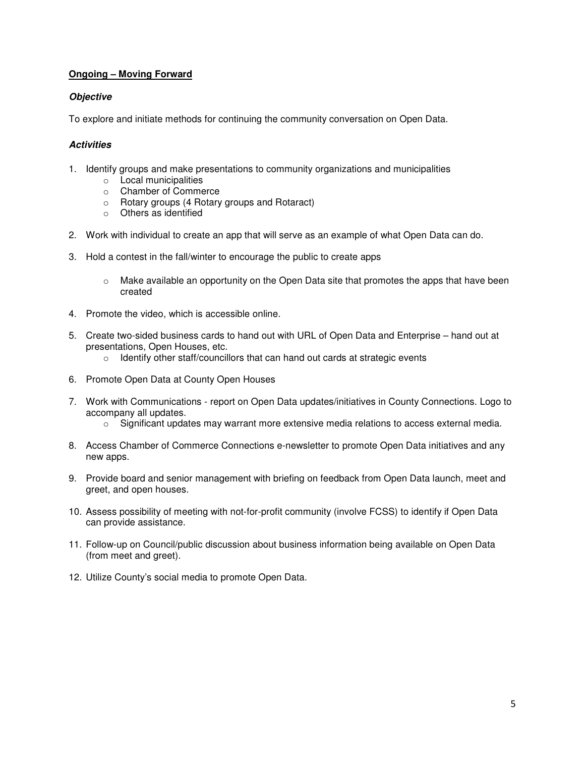**Ongoing – Moving Forward**

***Objective***

To explore and initiate methods for continuing the community conversation on Open Data.

***Activities***

1. Identify groups and make presentations to community organizations and municipalities
    - Local municipalities
    - Chamber of Commerce
    - Rotary groups (4 Rotary groups and Rotaract)
    - Others as identified

2. Work with individual to create an app that will serve as an example of what Open Data can do.

3. Hold a contest in the fall/winter to encourage the public to create apps
    - Make available an opportunity on the Open Data site that promotes the apps that have been created

4. Promote the video, which is accessible online.

5. Create two-sided business cards to hand out with URL of Open Data and Enterprise – hand out at presentations, Open Houses, etc.
    - Identify other staff/councillors that can hand out cards at strategic events

6. Promote Open Data at County Open Houses

7. Work with Communications - report on Open Data updates/initiatives in County Connections. Logo to accompany all updates.
    - Significant updates may warrant more extensive media relations to access external media.

8. Access Chamber of Commerce Connections e-newsletter to promote Open Data initiatives and any new apps.

9. Provide board and senior management with briefing on feedback from Open Data launch, meet and greet, and open houses.

10. Assess possibility of meeting with not-for-profit community (involve FCSS) to identify if Open Data can provide assistance.

11. Follow-up on Council/public discussion about business information being available on Open Data (from meet and greet).

12. Utilize County's social media to promote Open Data.